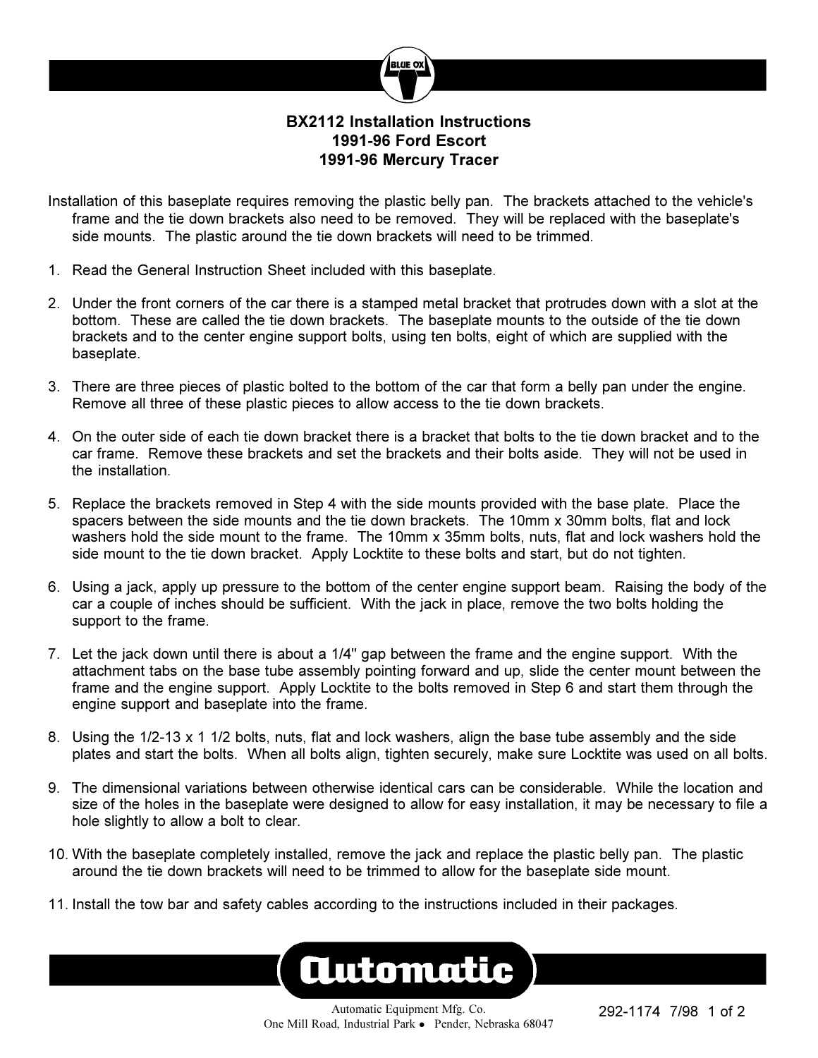# BX2112 Installation Instructions
## 1991-96 Ford Escort
## 1991-96 Mercury Tracer

Installation of this baseplate requires removing the plastic belly pan. The brackets attached to the vehicle's frame and the tie down brackets also need to be removed. They will be replaced with the baseplate's side mounts. The plastic around the tie down brackets will need to be trimmed.

1. Read the General Instruction Sheet included with this baseplate.

2. Under the front corners of the car there is a stamped metal bracket that protrudes down with a slot at the bottom. These are called the tie down brackets. The baseplate mounts to the outside of the tie down brackets and to the center engine support bolts, using ten bolts, eight of which are supplied with the baseplate.

3. There are three pieces of plastic bolted to the bottom of the car that form a belly pan under the engine. Remove all three of these plastic pieces to allow access to the tie down brackets.

4. On the outer side of each tie down bracket there is a bracket that bolts to the tie down bracket and to the car frame. Remove these brackets and set the brackets and their bolts aside. They will not be used in the installation.

5. Replace the brackets removed in Step 4 with the side mounts provided with the base plate. Place the spacers between the side mounts and the tie down brackets. The 10mm x 30mm bolts, flat and lock washers hold the side mount to the frame. The 10mm x 35mm bolts, nuts, flat and lock washers hold the side mount to the tie down bracket. Apply Locktite to these bolts and start, but do not tighten.

6. Using a jack, apply up pressure to the bottom of the center engine support beam. Raising the body of the car a couple of inches should be sufficient. With the jack in place, remove the two bolts holding the support to the frame.

7. Let the jack down until there is about a 1/4" gap between the frame and the engine support. With the attachment tabs on the base tube assembly pointing forward and up, slide the center mount between the frame and the engine support. Apply Locktite to the bolts removed in Step 6 and start them through the engine support and baseplate into the frame.

8. Using the 1/2-13 x 1 1/2 bolts, nuts, flat and lock washers, align the base tube assembly and the side plates and start the bolts. When all bolts align, tighten securely, make sure Locktite was used on all bolts.

9. The dimensional variations between otherwise identical cars can be considerable. While the location and size of the holes in the baseplate were designed to allow for easy installation, it may be necessary to file a hole slightly to allow a bolt to clear.

10. With the baseplate completely installed, remove the jack and replace the plastic belly pan. The plastic around the tie down brackets will need to be trimmed to allow for the baseplate side mount.

11. Install the tow bar and safety cables according to the instructions included in their packages.

Automatic Equipment Mfg. Co.
One Mill Road, Industrial Park • Pender, Nebraska 68047

292-1174 7/98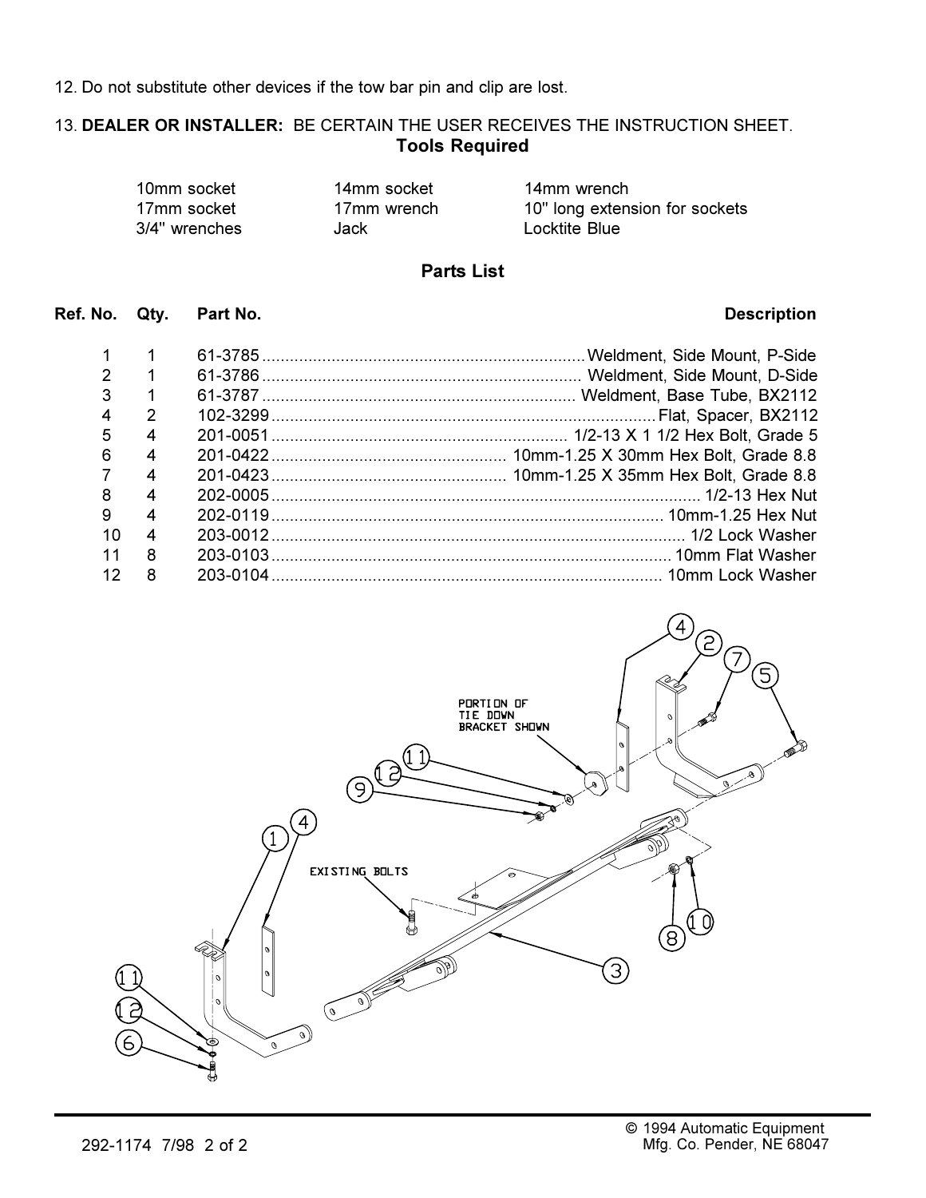12. Do not substitute other devices if the tow bar pin and clip are lost.

13. **DEALER OR INSTALLER:** BE CERTAIN THE USER RECEIVES THE INSTRUCTION SHEET.

## Tools Required

| | | |
|---|---|---|
| 10mm socket | 14mm socket | 14mm wrench |
| 17mm socket | 17mm wrench | 10" long extension for sockets |
| 3/4" wrenches | Jack | Locktite Blue |

## Parts List

| Ref. No. | Qty. | Part No. | Description |
|---|---|---|---|
| 1 | 1 | 61-3785 | Weldment, Side Mount, P-Side |
| 2 | 1 | 61-3786 | Weldment, Side Mount, D-Side |
| 3 | 1 | 61-3787 | Weldment, Base Tube, BX2112 |
| 4 | 2 | 102-3299 | Flat, Spacer, BX2112 |
| 5 | 4 | 201-0051 | 1/2-13 X 1 1/2 Hex Bolt, Grade 5 |
| 6 | 4 | 201-0422 | 10mm-1.25 X 30mm Hex Bolt, Grade 8.8 |
| 7 | 4 | 201-0423 | 10mm-1.25 X 35mm Hex Bolt, Grade 8.8 |
| 8 | 4 | 202-0005 | 1/2-13 Hex Nut |
| 9 | 4 | 202-0119 | 10mm-1.25 Hex Nut |
| 10 | 4 | 203-0012 | 1/2 Lock Washer |
| 11 | 8 | 203-0103 | 10mm Flat Washer |
| 12 | 8 | 203-0104 | 10mm Lock Washer |

PORTION OF TIE DOWN BRACKET SHOWN

EXISTING BOLTS

© 1994 Automatic Equipment Mfg. Co. Pender, NE 68047

292-1174 7/98